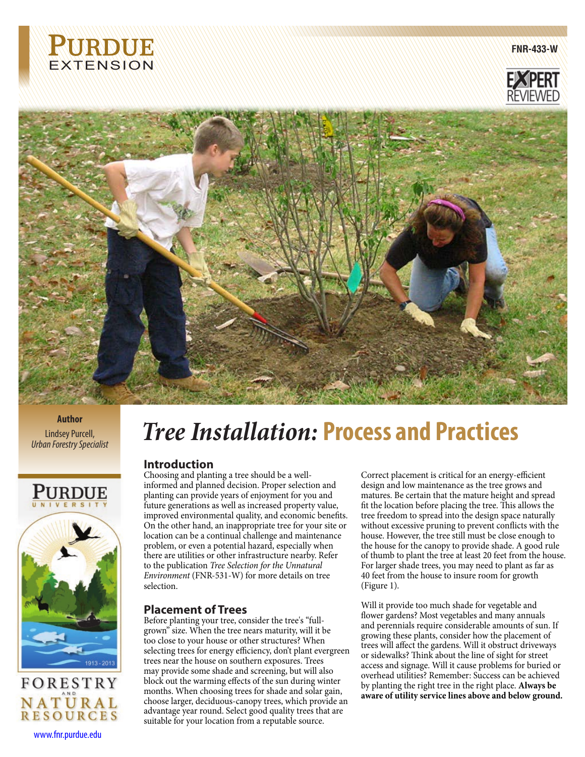Purdue Extension

FNR-433-W

Expert Reviewed

**Author**
Lindsey Purcell,
*Urban Forestry Specialist*

# *Tree Installation:* Process and Practices

## Introduction

Choosing and planting a tree should be a well-informed and planned decision. Proper selection and planting can provide years of enjoyment for you and future generations as well as increased property value, improved environmental quality, and economic benefits. On the other hand, an inappropriate tree for your site or location can be a continual challenge and maintenance problem, or even a potential hazard, especially when there are utilities or other infrastructure nearby. Refer to the publication *Tree Selection for the Unnatural Environment* (FNR-531-W) for more details on tree selection.

## Placement of Trees

Before planting your tree, consider the tree's "full-grown" size. When the tree nears maturity, will it be too close to your house or other structures? When selecting trees for energy efficiency, don't plant evergreen trees near the house on southern exposures. Trees may provide some shade and screening, but will also block out the warming effects of the sun during winter months. When choosing trees for shade and solar gain, choose larger, deciduous-canopy trees, which provide an advantage year round. Select good quality trees that are suitable for your location from a reputable source.

Correct placement is critical for an energy-efficient design and low maintenance as the tree grows and matures. Be certain that the mature height and spread fit the location before placing the tree. This allows the tree freedom to spread into the design space naturally without excessive pruning to prevent conflicts with the house. However, the tree still must be close enough to the house for the canopy to provide shade. A good rule of thumb to plant the tree at least 20 feet from the house. For larger shade trees, you may need to plant as far as 40 feet from the house to insure room for growth (Figure 1).

Will it provide too much shade for vegetable and flower gardens? Most vegetables and many annuals and perennials require considerable amounts of sun. If growing these plants, consider how the placement of trees will affect the gardens. Will it obstruct driveways or sidewalks? Think about the line of sight for street access and signage. Will it cause problems for buried or overhead utilities? Remember: Success can be achieved by planting the right tree in the right place. **Always be aware of utility service lines above and below ground.**

Purdue University
Forestry and Natural Resources
1913 - 2013

www.fnr.purdue.edu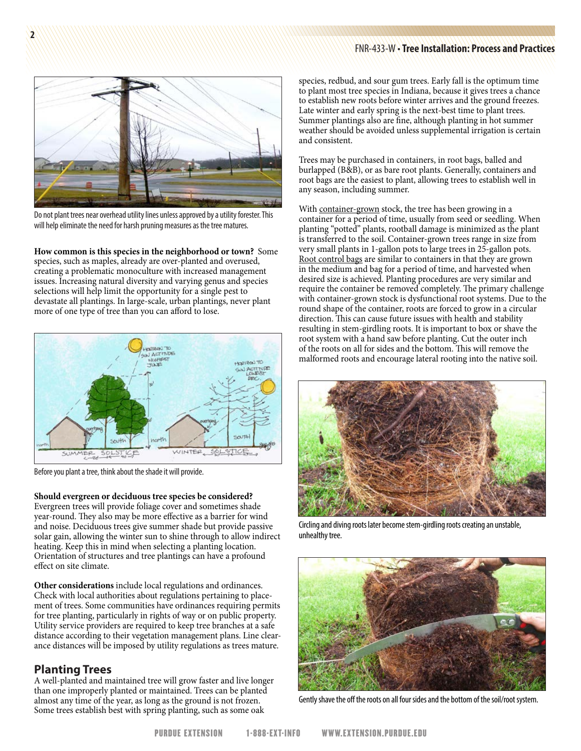Do not plant trees near overhead utility lines unless approved by a utility forester. This will help eliminate the need for harsh pruning measures as the tree matures.

**How common is this species in the neighborhood or town?** Some species, such as maples, already are over-planted and overused, creating a problematic monoculture with increased management issues. Increasing natural diversity and varying genus and species selections will help limit the opportunity for a single pest to devastate all plantings. In large-scale, urban plantings, never plant more of one type of tree than you can afford to lose.

Before you plant a tree, think about the shade it will provide.

**Should evergreen or deciduous tree species be considered?** Evergreen trees will provide foliage cover and sometimes shade year-round. They also may be more effective as a barrier for wind and noise. Deciduous trees give summer shade but provide passive solar gain, allowing the winter sun to shine through to allow indirect heating. Keep this in mind when selecting a planting location. Orientation of structures and tree plantings can have a profound effect on site climate.

**Other considerations** include local regulations and ordinances. Check with local authorities about regulations pertaining to placement of trees. Some communities have ordinances requiring permits for tree planting, particularly in rights of way or on public property. Utility service providers are required to keep tree branches at a safe distance according to their vegetation management plans. Line clearance distances will be imposed by utility regulations as trees mature.

## Planting Trees

A well-planted and maintained tree will grow faster and live longer than one improperly planted or maintained. Trees can be planted almost any time of the year, as long as the ground is not frozen. Some trees establish best with spring planting, such as some oak species, redbud, and sour gum trees. Early fall is the optimum time to plant most tree species in Indiana, because it gives trees a chance to establish new roots before winter arrives and the ground freezes. Late winter and early spring is the next-best time to plant trees. Summer plantings also are fine, although planting in hot summer weather should be avoided unless supplemental irrigation is certain and consistent.

Trees may be purchased in containers, in root bags, balled and burlapped (B&B), or as bare root plants. Generally, containers and root bags are the easiest to plant, allowing trees to establish well in any season, including summer.

With container-grown stock, the tree has been growing in a container for a period of time, usually from seed or seedling. When planting "potted" plants, rootball damage is minimized as the plant is transferred to the soil. Container-grown trees range in size from very small plants in 1-gallon pots to large trees in 25-gallon pots. Root control bags are similar to containers in that they are grown in the medium and bag for a period of time, and harvested when desired size is achieved. Planting procedures are very similar and require the container be removed completely. The primary challenge with container-grown stock is dysfunctional root systems. Due to the round shape of the container, roots are forced to grow in a circular direction. This can cause future issues with health and stability resulting in stem-girdling roots. It is important to box or shave the root system with a hand saw before planting. Cut the outer inch of the roots on all for sides and the bottom. This will remove the malformed roots and encourage lateral rooting into the native soil.

Circling and diving roots later become stem-girdling roots creating an unstable, unhealthy tree.

Gently shave the off the roots on all four sides and the bottom of the soil/root system.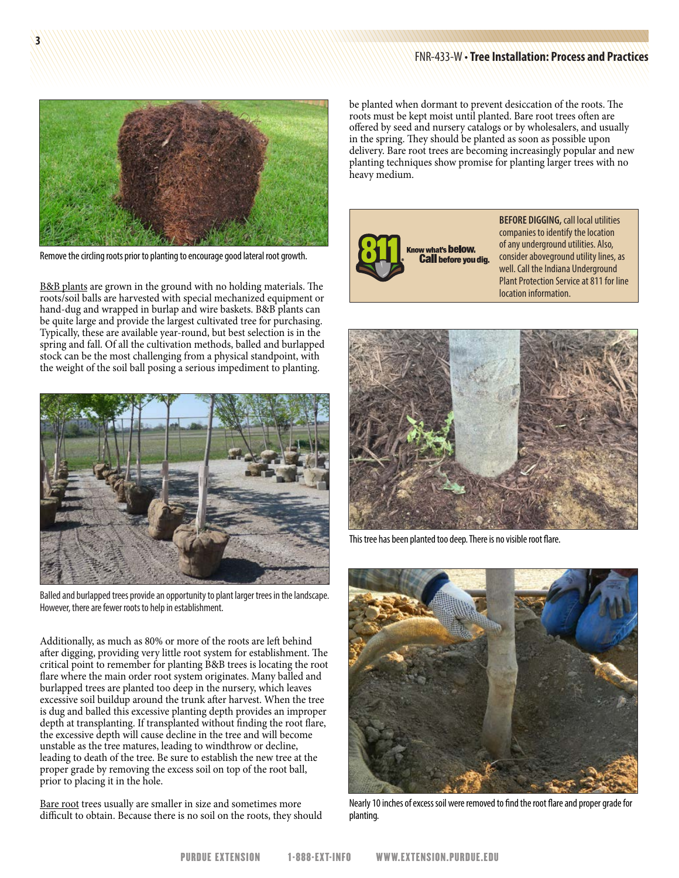Remove the circling roots prior to planting to encourage good lateral root growth.

B&B plants are grown in the ground with no holding materials. The roots/soil balls are harvested with special mechanized equipment or hand-dug and wrapped in burlap and wire baskets. B&B plants can be quite large and provide the largest cultivated tree for purchasing. Typically, these are available year-round, but best selection is in the spring and fall. Of all the cultivation methods, balled and burlapped stock can be the most challenging from a physical standpoint, with the weight of the soil ball posing a serious impediment to planting.

Balled and burlapped trees provide an opportunity to plant larger trees in the landscape. However, there are fewer roots to help in establishment.

Additionally, as much as 80% or more of the roots are left behind after digging, providing very little root system for establishment. The critical point to remember for planting B&B trees is locating the root flare where the main order root system originates. Many balled and burlapped trees are planted too deep in the nursery, which leaves excessive soil buildup around the trunk after harvest. When the tree is dug and balled this excessive planting depth provides an improper depth at transplanting. If transplanted without finding the root flare, the excessive depth will cause decline in the tree and will become unstable as the tree matures, leading to windthrow or decline, leading to death of the tree. Be sure to establish the new tree at the proper grade by removing the excess soil on top of the root ball, prior to placing it in the hole.

Bare root trees usually are smaller in size and sometimes more difficult to obtain. Because there is no soil on the roots, they should be planted when dormant to prevent desiccation of the roots. The roots must be kept moist until planted. Bare root trees often are offered by seed and nursery catalogs or by wholesalers, and usually in the spring. They should be planted as soon as possible upon delivery. Bare root trees are becoming increasingly popular and new planting techniques show promise for planting larger trees with no heavy medium.

811 Know what's **below.** **Call** before you dig.

**BEFORE DIGGING,** call local utilities companies to identify the location of any underground utilities. Also, consider aboveground utility lines, as well. Call the Indiana Underground Plant Protection Service at 811 for line location information.

This tree has been planted too deep. There is no visible root flare.

Nearly 10 inches of excess soil were removed to find the root flare and proper grade for planting.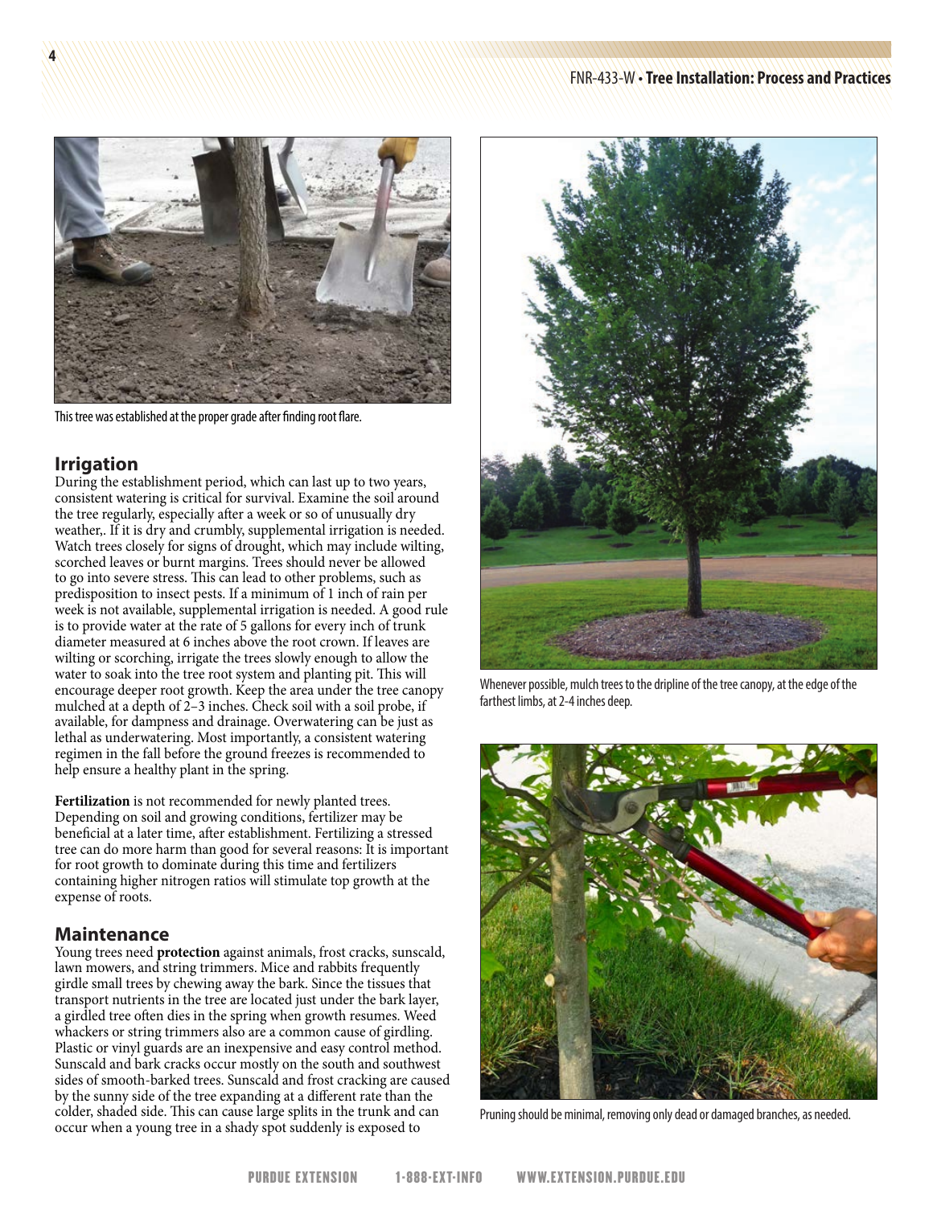This tree was established at the proper grade after finding root flare.

## Irrigation

During the establishment period, which can last up to two years, consistent watering is critical for survival. Examine the soil around the tree regularly, especially after a week or so of unusually dry weather,. If it is dry and crumbly, supplemental irrigation is needed. Watch trees closely for signs of drought, which may include wilting, scorched leaves or burnt margins. Trees should never be allowed to go into severe stress. This can lead to other problems, such as predisposition to insect pests. If a minimum of 1 inch of rain per week is not available, supplemental irrigation is needed. A good rule is to provide water at the rate of 5 gallons for every inch of trunk diameter measured at 6 inches above the root crown. If leaves are wilting or scorching, irrigate the trees slowly enough to allow the water to soak into the tree root system and planting pit. This will encourage deeper root growth. Keep the area under the tree canopy mulched at a depth of 2–3 inches. Check soil with a soil probe, if available, for dampness and drainage. Overwatering can be just as lethal as underwatering. Most importantly, a consistent watering regimen in the fall before the ground freezes is recommended to help ensure a healthy plant in the spring.

**Fertilization** is not recommended for newly planted trees. Depending on soil and growing conditions, fertilizer may be beneficial at a later time, after establishment. Fertilizing a stressed tree can do more harm than good for several reasons: It is important for root growth to dominate during this time and fertilizers containing higher nitrogen ratios will stimulate top growth at the expense of roots.

## Maintenance

Young trees need **protection** against animals, frost cracks, sunscald, lawn mowers, and string trimmers. Mice and rabbits frequently girdle small trees by chewing away the bark. Since the tissues that transport nutrients in the tree are located just under the bark layer, a girdled tree often dies in the spring when growth resumes. Weed whackers or string trimmers also are a common cause of girdling. Plastic or vinyl guards are an inexpensive and easy control method. Sunscald and bark cracks occur mostly on the south and southwest sides of smooth-barked trees. Sunscald and frost cracking are caused by the sunny side of the tree expanding at a different rate than the colder, shaded side. This can cause large splits in the trunk and can occur when a young tree in a shady spot suddenly is exposed to

Whenever possible, mulch trees to the dripline of the tree canopy, at the edge of the farthest limbs, at 2-4 inches deep.

Pruning should be minimal, removing only dead or damaged branches, as needed.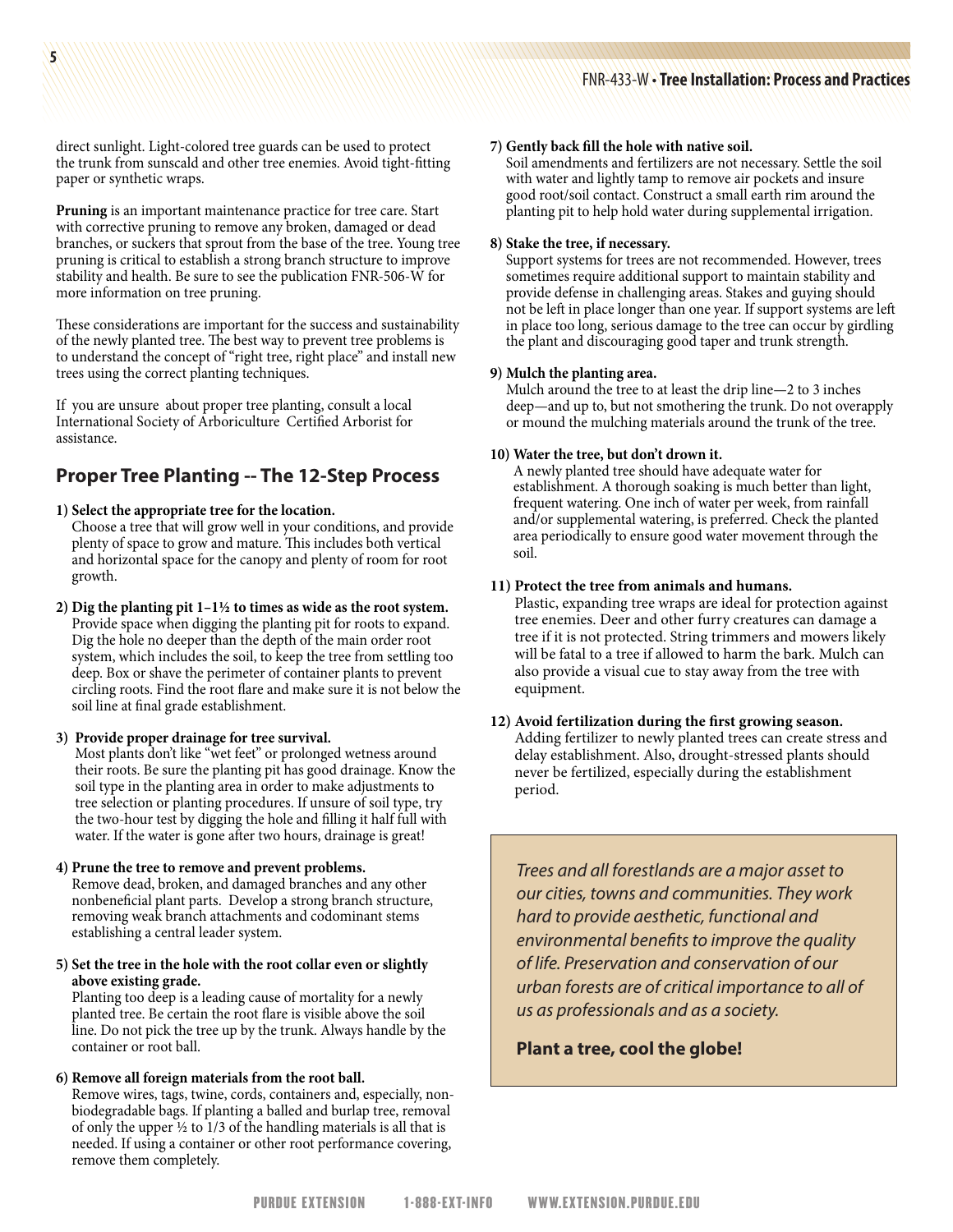direct sunlight. Light-colored tree guards can be used to protect the trunk from sunscald and other tree enemies. Avoid tight-fitting paper or synthetic wraps.

**Pruning** is an important maintenance practice for tree care. Start with corrective pruning to remove any broken, damaged or dead branches, or suckers that sprout from the base of the tree. Young tree pruning is critical to establish a strong branch structure to improve stability and health. Be sure to see the publication FNR-506-W for more information on tree pruning.

These considerations are important for the success and sustainability of the newly planted tree. The best way to prevent tree problems is to understand the concept of "right tree, right place" and install new trees using the correct planting techniques.

If you are unsure about proper tree planting, consult a local International Society of Arboriculture Certified Arborist for assistance.

## Proper Tree Planting -- The 12-Step Process

**1) Select the appropriate tree for the location.**
Choose a tree that will grow well in your conditions, and provide plenty of space to grow and mature. This includes both vertical and horizontal space for the canopy and plenty of room for root growth.

**2) Dig the planting pit 1–1½ to times as wide as the root system.**
Provide space when digging the planting pit for roots to expand. Dig the hole no deeper than the depth of the main order root system, which includes the soil, to keep the tree from settling too deep. Box or shave the perimeter of container plants to prevent circling roots. Find the root flare and make sure it is not below the soil line at final grade establishment.

**3) Provide proper drainage for tree survival.**
Most plants don't like "wet feet" or prolonged wetness around their roots. Be sure the planting pit has good drainage. Know the soil type in the planting area in order to make adjustments to tree selection or planting procedures. If unsure of soil type, try the two-hour test by digging the hole and filling it half full with water. If the water is gone after two hours, drainage is great!

**4) Prune the tree to remove and prevent problems.**
Remove dead, broken, and damaged branches and any other nonbeneficial plant parts. Develop a strong branch structure, removing weak branch attachments and codominant stems establishing a central leader system.

**5) Set the tree in the hole with the root collar even or slightly above existing grade.**
Planting too deep is a leading cause of mortality for a newly planted tree. Be certain the root flare is visible above the soil line. Do not pick the tree up by the trunk. Always handle by the container or root ball.

**6) Remove all foreign materials from the root ball.**
Remove wires, tags, twine, cords, containers and, especially, non-biodegradable bags. If planting a balled and burlap tree, removal of only the upper ½ to 1/3 of the handling materials is all that is needed. If using a container or other root performance covering, remove them completely.

**7) Gently back fill the hole with native soil.**
Soil amendments and fertilizers are not necessary. Settle the soil with water and lightly tamp to remove air pockets and insure good root/soil contact. Construct a small earth rim around the planting pit to help hold water during supplemental irrigation.

**8) Stake the tree, if necessary.**
Support systems for trees are not recommended. However, trees sometimes require additional support to maintain stability and provide defense in challenging areas. Stakes and guying should not be left in place longer than one year. If support systems are left in place too long, serious damage to the tree can occur by girdling the plant and discouraging good taper and trunk strength.

**9) Mulch the planting area.**
Mulch around the tree to at least the drip line—2 to 3 inches deep—and up to, but not smothering the trunk. Do not overapply or mound the mulching materials around the trunk of the tree.

**10) Water the tree, but don't drown it.**
A newly planted tree should have adequate water for establishment. A thorough soaking is much better than light, frequent watering. One inch of water per week, from rainfall and/or supplemental watering, is preferred. Check the planted area periodically to ensure good water movement through the soil.

**11) Protect the tree from animals and humans.**
Plastic, expanding tree wraps are ideal for protection against tree enemies. Deer and other furry creatures can damage a tree if it is not protected. String trimmers and mowers likely will be fatal to a tree if allowed to harm the bark. Mulch can also provide a visual cue to stay away from the tree with equipment.

**12) Avoid fertilization during the first growing season.**
Adding fertilizer to newly planted trees can create stress and delay establishment. Also, drought-stressed plants should never be fertilized, especially during the establishment period.

*Trees and all forestlands are a major asset to our cities, towns and communities. They work hard to provide aesthetic, functional and environmental benefits to improve the quality of life. Preservation and conservation of our urban forests are of critical importance to all of us as professionals and as a society.*

**Plant a tree, cool the globe!**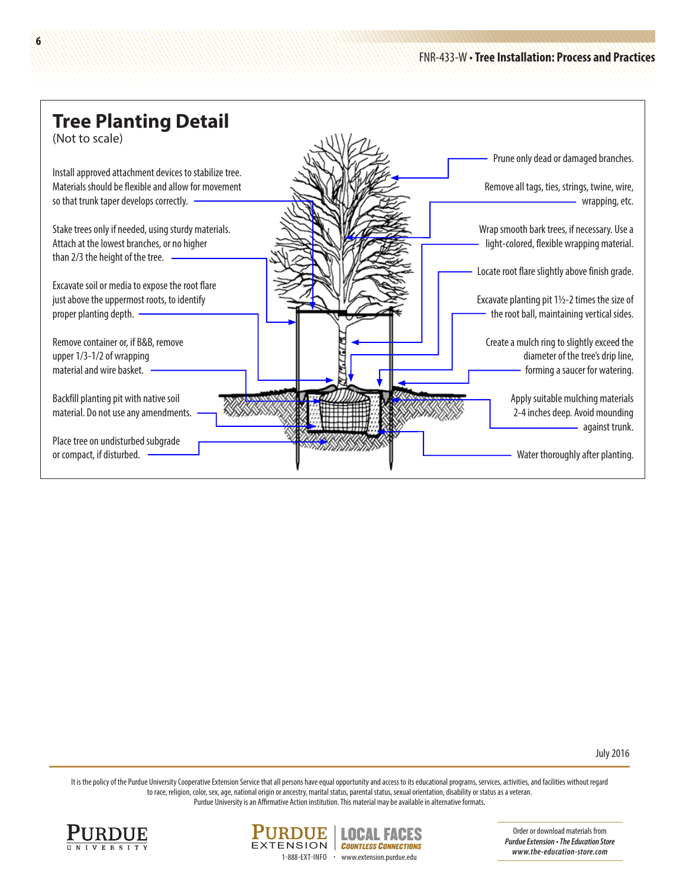## Tree Planting Detail

(Not to scale)

Install approved attachment devices to stabilize tree. Materials should be flexible and allow for movement so that trunk taper develops correctly.

Stake trees only if needed, using sturdy materials. Attach at the lowest branches, or no higher than 2/3 the height of the tree.

Excavate soil or media to expose the root flare just above the uppermost roots, to identify proper planting depth.

Remove container or, if B&B, remove upper 1/3-1/2 of wrapping material and wire basket.

Backfill planting pit with native soil material. Do not use any amendments.

Place tree on undisturbed subgrade or compact, if disturbed.

Prune only dead or damaged branches.

Remove all tags, ties, strings, twine, wire, wrapping, etc.

Wrap smooth bark trees, if necessary. Use a light-colored, flexible wrapping material.

Locate root flare slightly above finish grade.

Excavate planting pit 1½-2 times the size of the root ball, maintaining vertical sides.

Create a mulch ring to slightly exceed the diameter of the tree's drip line, forming a saucer for watering.

Apply suitable mulching materials 2-4 inches deep. Avoid mounding against trunk.

Water thoroughly after planting.

July 2016

It is the policy of the Purdue University Cooperative Extension Service that all persons have equal opportunity and access to its educational programs, services, activities, and facilities without regard to race, religion, color, sex, age, national origin or ancestry, marital status, parental status, sexual orientation, disability or status as a veteran. Purdue University is an Affirmative Action institution. This material may be available in alternative formats.

PURDUE UNIVERSITY

PURDUE EXTENSION | LOCAL FACES *COUNTLESS CONNECTIONS*

1-888-EXT-INFO · www.extension.purdue.edu

Order or download materials from
*Purdue Extension • The Education Store*
*www.the-education-store.com*